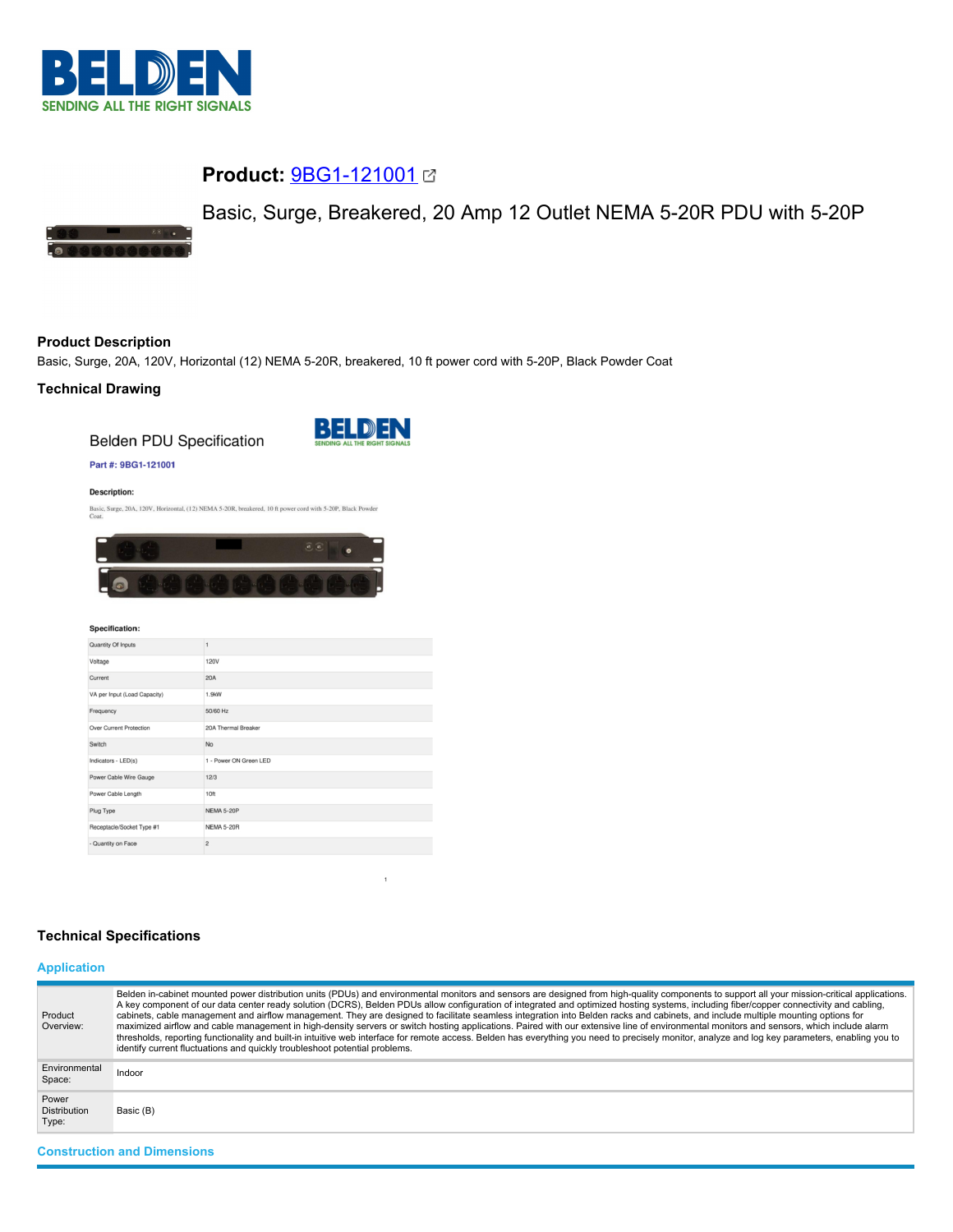**Product:** 9BG1-121001

Basic, Surge, Breakered, 20 Amp 12 Outlet NEMA 5-20R PDU with 5-20P

## Product Description

Basic, Surge, 20A, 120V, Horizontal (12) NEMA 5-20R, breakered, 10 ft power cord with 5-20P, Black Powder Coat

## Technical Drawing

Belden PDU Specification

**Part #: 9BG1-121001**

**Description:**

Basic, Surge, 20A, 120V, Horizontal, (12) NEMA 5-20R, breakered, 10 ft power cord with 5-20P, Black Powder Coat.

**Specification:**

| | |
|---|---|
| Quantity Of Inputs | 1 |
| Voltage | 120V |
| Current | 20A |
| VA per Input (Load Capacity) | 1.9kW |
| Frequency | 50/60 Hz |
| Over Current Protection | 20A Thermal Breaker |
| Switch | No |
| Indicators - LED(s) | 1 - Power ON Green LED |
| Power Cable Wire Gauge | 12/3 |
| Power Cable Length | 10ft |
| Plug Type | NEMA 5-20P |
| Receptacle/Socket Type #1 | NEMA 5-20R |
| - Quantity on Face | 2 |

## Technical Specifications

### Application

| | |
|---|---|
| Product Overview: | Belden in-cabinet mounted power distribution units (PDUs) and environmental monitors and sensors are designed from high-quality components to support all your mission-critical applications. A key component of our data center ready solution (DCRS), Belden PDUs allow configuration of integrated and optimized hosting systems, including fiber/copper connectivity and cabling, cabinets, cable management and airflow management. They are designed to facilitate seamless integration into Belden racks and cabinets, and include multiple mounting options for maximized airflow and cable management in high-density servers or switch hosting applications. Paired with our extensive line of environmental monitors and sensors, which include alarm thresholds, reporting functionality and built-in intuitive web interface for remote access. Belden has everything you need to precisely monitor, analyze and log key parameters, enabling you to identify current fluctuations and quickly troubleshoot potential problems. |
| Environmental Space: | Indoor |
| Power Distribution Type: | Basic (B) |

### Construction and Dimensions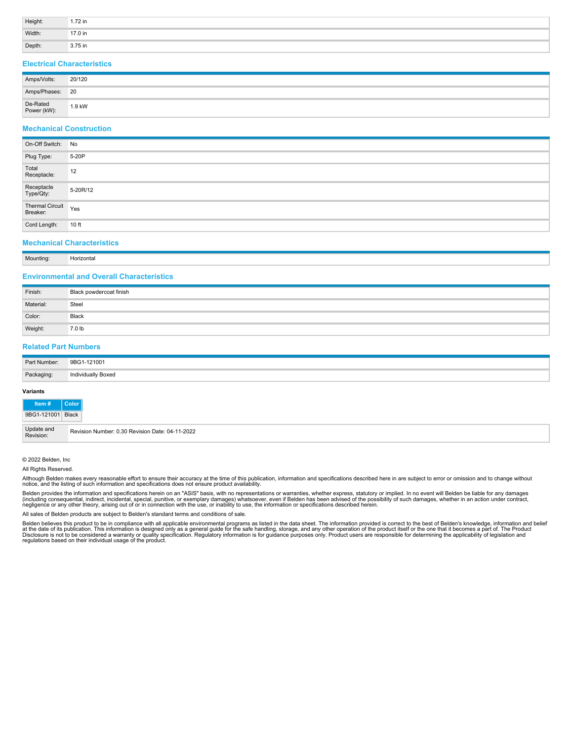| | |
|---|---|
| Height: | 1.72 in |
| Width: | 17.0 in |
| Depth: | 3.75 in |

### Electrical Characteristics

| | |
|---|---|
| Amps/Volts: | 20/120 |
| Amps/Phases: | 20 |
| De-Rated Power (kW): | 1.9 kW |

### Mechanical Construction

| | |
|---|---|
| On-Off Switch: | No |
| Plug Type: | 5-20P |
| Total Receptacle: | 12 |
| Receptacle Type/Qty: | 5-20R/12 |
| Thermal Circuit Breaker: | Yes |
| Cord Length: | 10 ft |

### Mechanical Characteristics

| | |
|---|---|
| Mounting: | Horizontal |

### Environmental and Overall Characteristics

| | |
|---|---|
| Finish: | Black powdercoat finish |
| Material: | Steel |
| Color: | Black |
| Weight: | 7.0 lb |

### Related Part Numbers

| | |
|---|---|
| Part Number: | 9BG1-121001 |
| Packaging: | Individually Boxed |

**Variants**

| Item # | Color |
|---|---|
| 9BG1-121001 | Black |

| | |
|---|---|
| Update and Revision: | Revision Number: 0.30 Revision Date: 04-11-2022 |

© 2022 Belden, Inc

All Rights Reserved.

Although Belden makes every reasonable effort to ensure their accuracy at the time of this publication, information and specifications described here in are subject to error or omission and to change without notice, and the listing of such information and specifications does not ensure product availability.

Belden provides the information and specifications herein on an "ASIS" basis, with no representations or warranties, whether express, statutory or implied. In no event will Belden be liable for any damages (including consequential, indirect, incidental, special, punitive, or exemplary damages) whatsoever, even if Belden has been advised of the possibility of such damages, whether in an action under contract, negligence or any other theory, arising out of or in connection with the use, or inability to use, the information or specifications described herein.

All sales of Belden products are subject to Belden's standard terms and conditions of sale.

Belden believes this product to be in compliance with all applicable environmental programs as listed in the data sheet. The information provided is correct to the best of Belden's knowledge, information and belief at the date of its publication. This information is designed only as a general guide for the safe handling, storage, and any other operation of the product itself or the one that it becomes a part of. The Product Disclosure is not to be considered a warranty or quality specification. Regulatory information is for guidance purposes only. Product users are responsible for determining the applicability of legislation and regulations based on their individual usage of the product.